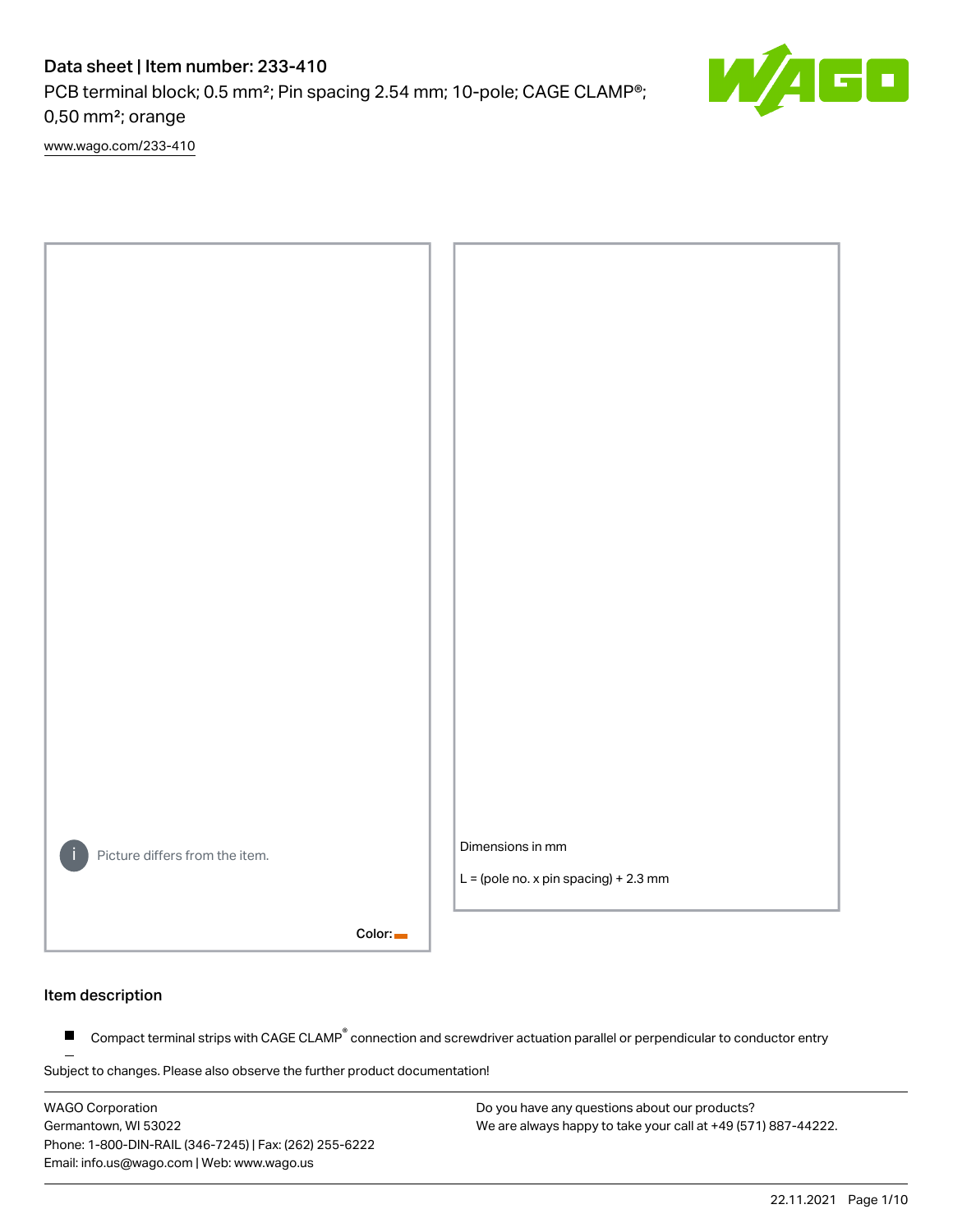# Data sheet | Item number: 233-410

PCB terminal block; 0.5 mm²; Pin spacing 2.54 mm; 10-pole; CAGE CLAMP®; 0,50 mm²; orange

www.wago.com/233-410

Picture differs from the item.

Color:

Dimensions in mm

L = (pole no. x pin spacing) + 2.3 mm

## Item description

- Compact terminal strips with CAGE CLAMP® connection and screwdriver actuation parallel or perpendicular to conductor entry

Subject to changes. Please also observe the further product documentation!

WAGO Corporation
Germantown, WI 53022
Phone: 1-800-DIN-RAIL (346-7245) | Fax: (262) 255-6222
Email: info.us@wago.com | Web: www.wago.us

Do you have any questions about our products?
We are always happy to take your call at +49 (571) 887-44222.

22.11.2021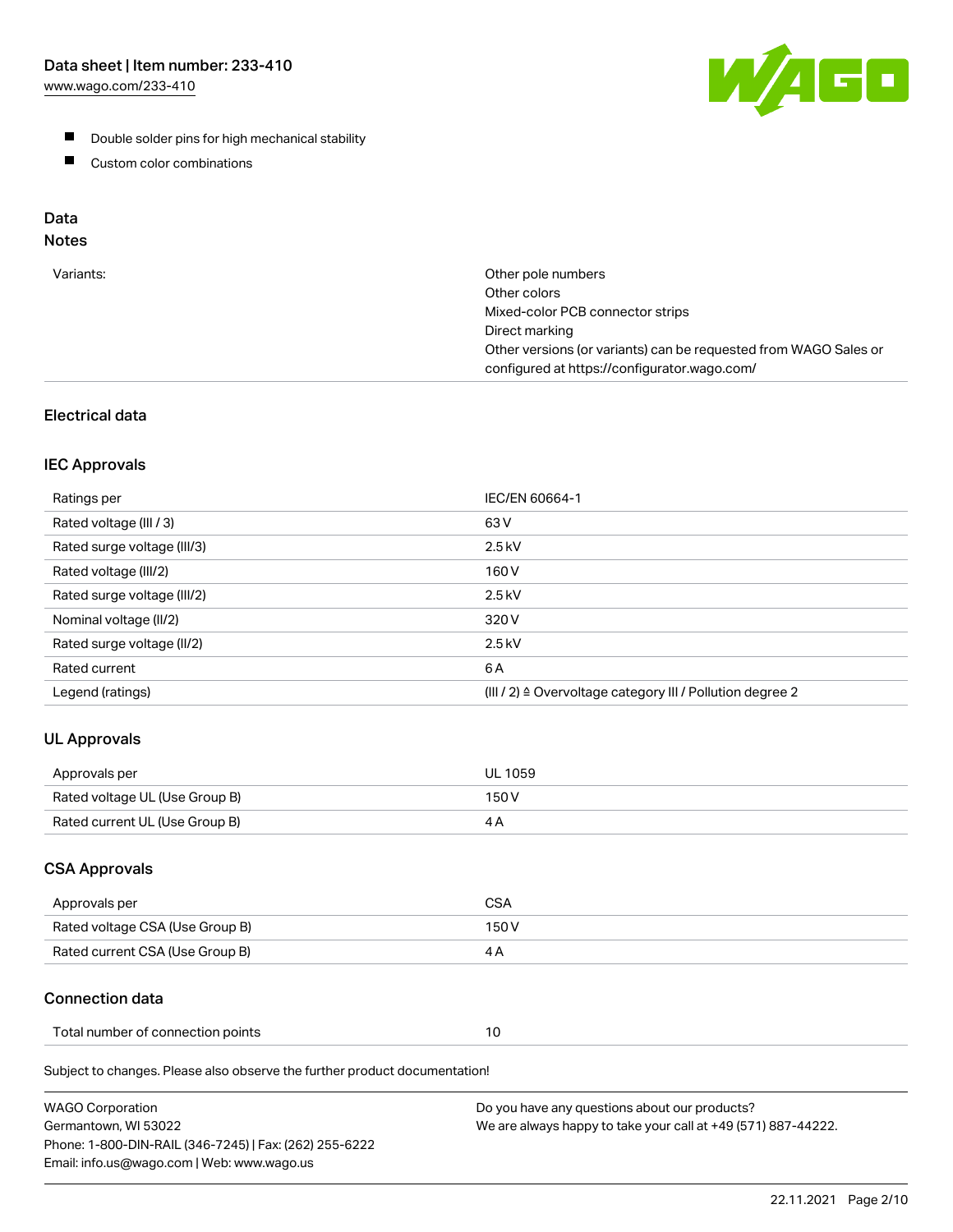- Double solder pins for high mechanical stability
- Custom color combinations

## Data

### Notes

| | |
|---|---|
| Variants: | Other pole numbers<br>Other colors<br>Mixed-color PCB connector strips<br>Direct marking<br>Other versions (or variants) can be requested from WAGO Sales or configured at https://configurator.wago.com/ |

### Electrical data

#### IEC Approvals

| | |
|---|---|
| Ratings per | IEC/EN 60664-1 |
| Rated voltage (III / 3) | 63 V |
| Rated surge voltage (III/3) | 2.5 kV |
| Rated voltage (III/2) | 160 V |
| Rated surge voltage (III/2) | 2.5 kV |
| Nominal voltage (II/2) | 320 V |
| Rated surge voltage (II/2) | 2.5 kV |
| Rated current | 6 A |
| Legend (ratings) | (III / 2) ≙ Overvoltage category III / Pollution degree 2 |

#### UL Approvals

| | |
|---|---|
| Approvals per | UL 1059 |
| Rated voltage UL (Use Group B) | 150 V |
| Rated current UL (Use Group B) | 4 A |

#### CSA Approvals

| | |
|---|---|
| Approvals per | CSA |
| Rated voltage CSA (Use Group B) | 150 V |
| Rated current CSA (Use Group B) | 4 A |

### Connection data

| | |
|---|---|
| Total number of connection points | 10 |

Subject to changes. Please also observe the further product documentation!

WAGO Corporation
Germantown, WI 53022
Phone: 1-800-DIN-RAIL (346-7245) | Fax: (262) 255-6222
Email: info.us@wago.com | Web: www.wago.us

Do you have any questions about our products?
We are always happy to take your call at +49 (571) 887-44222.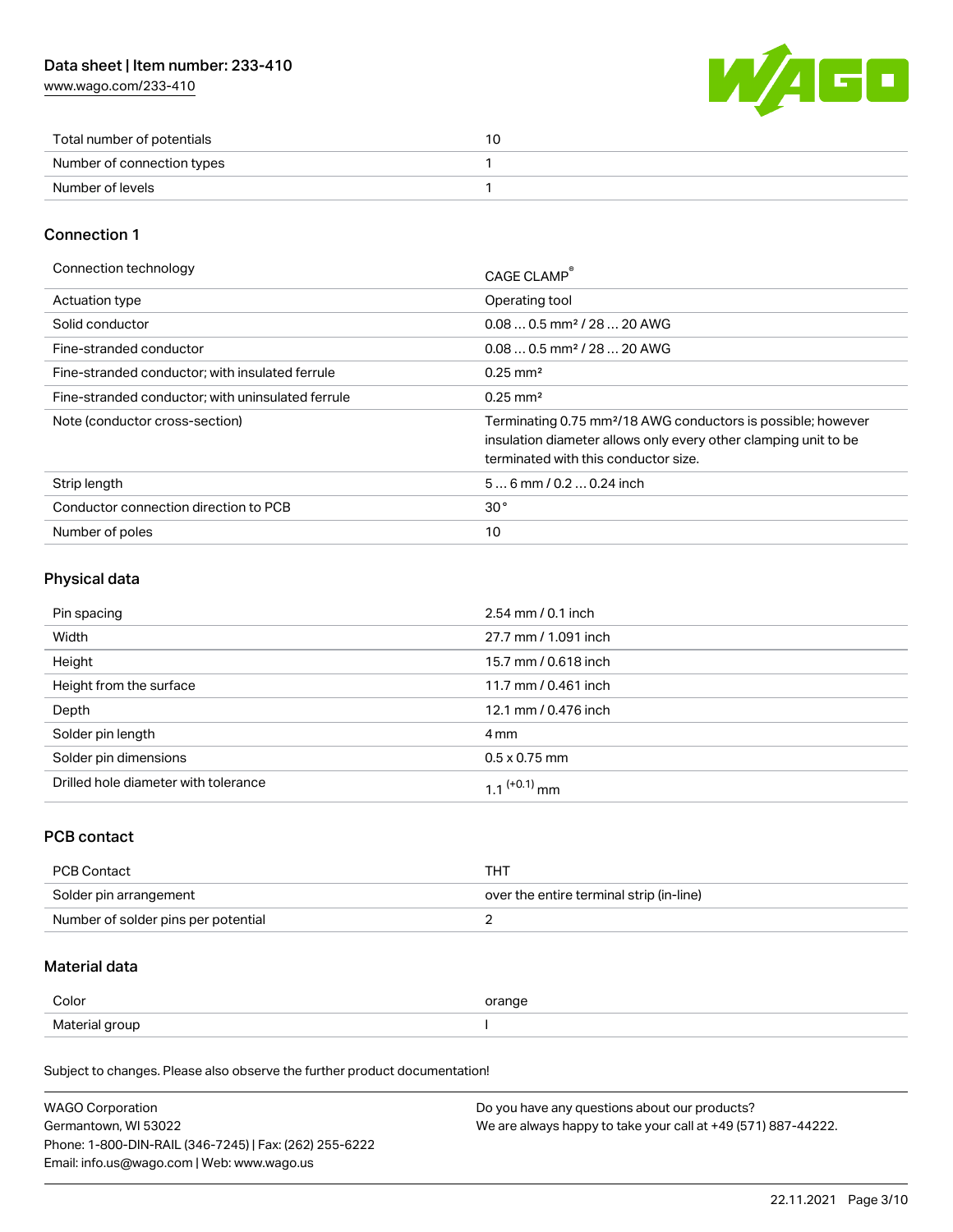| | |
|---|---|
| Total number of potentials | 10 |
| Number of connection types | 1 |
| Number of levels | 1 |

## Connection 1

| | |
|---|---|
| Connection technology | CAGE CLAMP® |
| Actuation type | Operating tool |
| Solid conductor | 0.08 … 0.5 mm² / 28 … 20 AWG |
| Fine-stranded conductor | 0.08 … 0.5 mm² / 28 … 20 AWG |
| Fine-stranded conductor; with insulated ferrule | 0.25 mm² |
| Fine-stranded conductor; with uninsulated ferrule | 0.25 mm² |
| Note (conductor cross-section) | Terminating 0.75 mm²/18 AWG conductors is possible; however insulation diameter allows only every other clamping unit to be terminated with this conductor size. |
| Strip length | 5 … 6 mm / 0.2 … 0.24 inch |
| Conductor connection direction to PCB | 30 ° |
| Number of poles | 10 |

## Physical data

| | |
|---|---|
| Pin spacing | 2.54 mm / 0.1 inch |
| Width | 27.7 mm / 1.091 inch |
| Height | 15.7 mm / 0.618 inch |
| Height from the surface | 11.7 mm / 0.461 inch |
| Depth | 12.1 mm / 0.476 inch |
| Solder pin length | 4 mm |
| Solder pin dimensions | 0.5 x 0.75 mm |
| Drilled hole diameter with tolerance | $1.1^{(+0.1)}$ mm |

## PCB contact

| | |
|---|---|
| PCB Contact | THT |
| Solder pin arrangement | over the entire terminal strip (in-line) |
| Number of solder pins per potential | 2 |

## Material data

| | |
|---|---|
| Color | orange |
| Material group | I |

Subject to changes. Please also observe the further product documentation!

WAGO Corporation
Germantown, WI 53022
Phone: 1-800-DIN-RAIL (346-7245) | Fax: (262) 255-6222
Email: info.us@wago.com | Web: www.wago.us

Do you have any questions about our products?
We are always happy to take your call at +49 (571) 887-44222.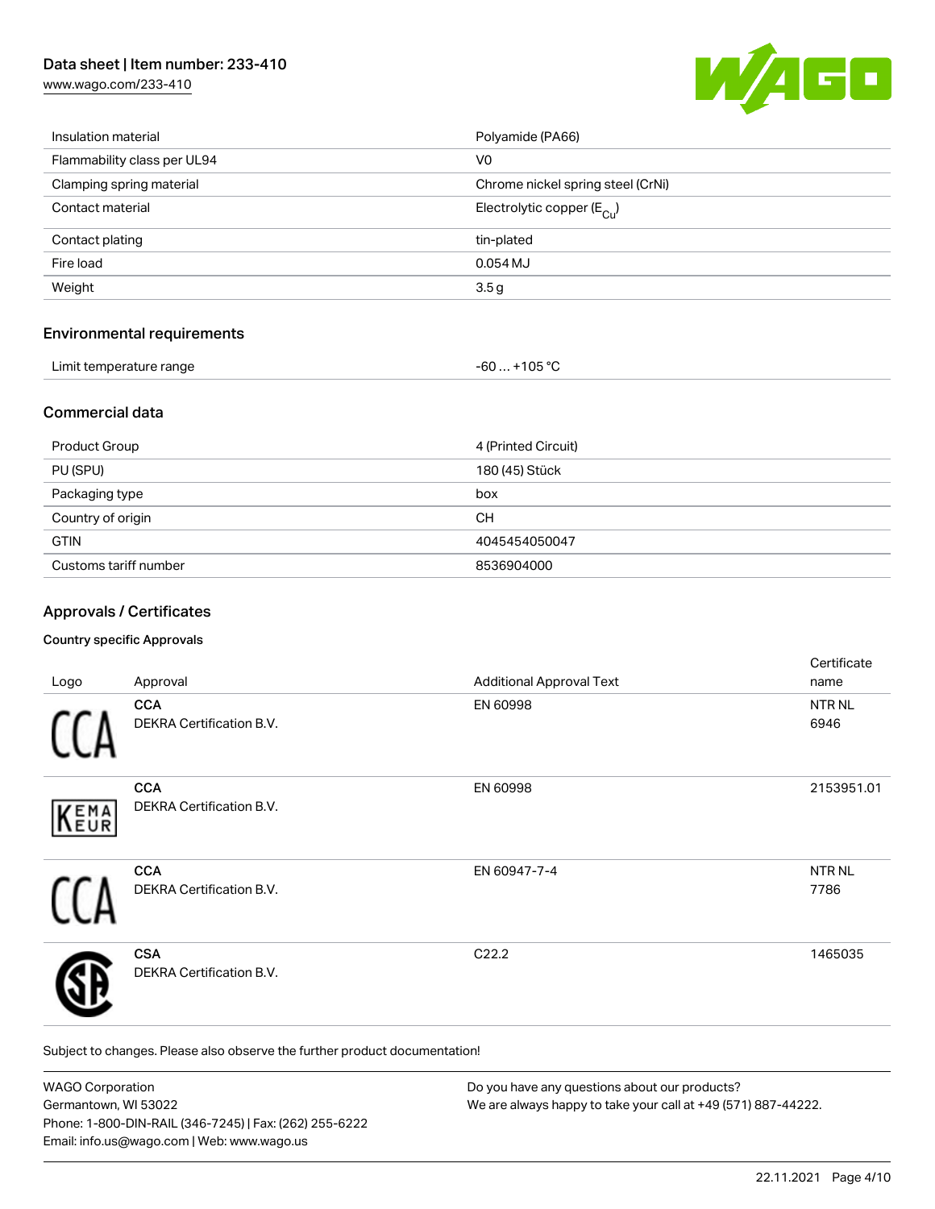| | |
|---|---|
| Insulation material | Polyamide (PA66) |
| Flammability class per UL94 | V0 |
| Clamping spring material | Chrome nickel spring steel (CrNi) |
| Contact material | Electrolytic copper ($E_{Cu}$) |
| Contact plating | tin-plated |
| Fire load | 0.054 MJ |
| Weight | 3.5 g |

## Environmental requirements

| | |
|---|---|
| Limit temperature range | -60 … +105 °C |

## Commercial data

| | |
|---|---|
| Product Group | 4 (Printed Circuit) |
| PU (SPU) | 180 (45) Stück |
| Packaging type | box |
| Country of origin | CH |
| GTIN | 4045454050047 |
| Customs tariff number | 8536904000 |

## Approvals / Certificates

### Country specific Approvals

| Logo | Approval | Additional Approval Text | Certificate name |
|---|---|---|---|
| | **CCA** DEKRA Certification B.V. | EN 60998 | NTR NL 6946 |
| | **CCA** DEKRA Certification B.V. | EN 60998 | 2153951.01 |
| | **CCA** DEKRA Certification B.V. | EN 60947-7-4 | NTR NL 7786 |
| | **CSA** DEKRA Certification B.V. | C22.2 | 1465035 |

Subject to changes. Please also observe the further product documentation!

WAGO Corporation
Germantown, WI 53022
Phone: 1-800-DIN-RAIL (346-7245) | Fax: (262) 255-6222
Email: info.us@wago.com | Web: www.wago.us

Do you have any questions about our products?
We are always happy to take your call at +49 (571) 887-44222.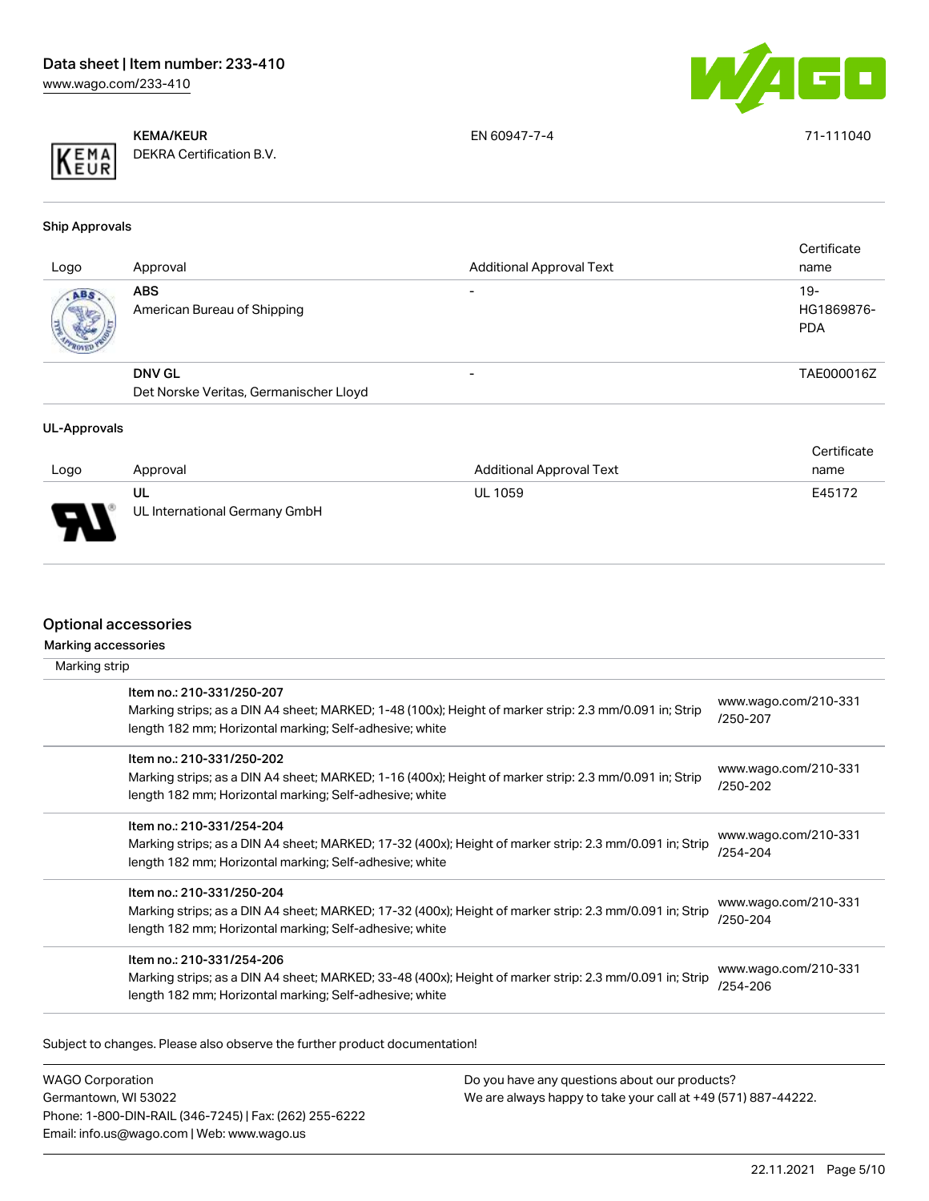| Logo | Approval | Additional Approval Text | Certificate name |
|---|---|---|---|
| | **KEMA/KEUR** DEKRA Certification B.V. | EN 60947-7-4 | 71-111040 |

### Ship Approvals

| Logo | Approval | Additional Approval Text | Certificate name |
|---|---|---|---|
| | **ABS** American Bureau of Shipping | - | 19-HG1869876-PDA |
| | **DNV GL** Det Norske Veritas, Germanischer Lloyd | - | TAE000016Z |

### UL-Approvals

| Logo | Approval | Additional Approval Text | Certificate name |
|---|---|---|---|
| | **UL** UL International Germany GmbH | UL 1059 | E45172 |

## Optional accessories

### Marking accessories

Marking strip

| Item | Link |
|---|---|
| Item no.: 210-331/250-207<br>Marking strips; as a DIN A4 sheet; MARKED; 1-48 (100x); Height of marker strip: 2.3 mm/0.091 in; Strip length 182 mm; Horizontal marking; Self-adhesive; white | www.wago.com/210-331/250-207 |
| Item no.: 210-331/250-202<br>Marking strips; as a DIN A4 sheet; MARKED; 1-16 (400x); Height of marker strip: 2.3 mm/0.091 in; Strip length 182 mm; Horizontal marking; Self-adhesive; white | www.wago.com/210-331/250-202 |
| Item no.: 210-331/254-204<br>Marking strips; as a DIN A4 sheet; MARKED; 17-32 (400x); Height of marker strip: 2.3 mm/0.091 in; Strip length 182 mm; Horizontal marking; Self-adhesive; white | www.wago.com/210-331/254-204 |
| Item no.: 210-331/250-204<br>Marking strips; as a DIN A4 sheet; MARKED; 17-32 (400x); Height of marker strip: 2.3 mm/0.091 in; Strip length 182 mm; Horizontal marking; Self-adhesive; white | www.wago.com/210-331/250-204 |
| Item no.: 210-331/254-206<br>Marking strips; as a DIN A4 sheet; MARKED; 33-48 (400x); Height of marker strip: 2.3 mm/0.091 in; Strip length 182 mm; Horizontal marking; Self-adhesive; white | www.wago.com/210-331/254-206 |

Subject to changes. Please also observe the further product documentation!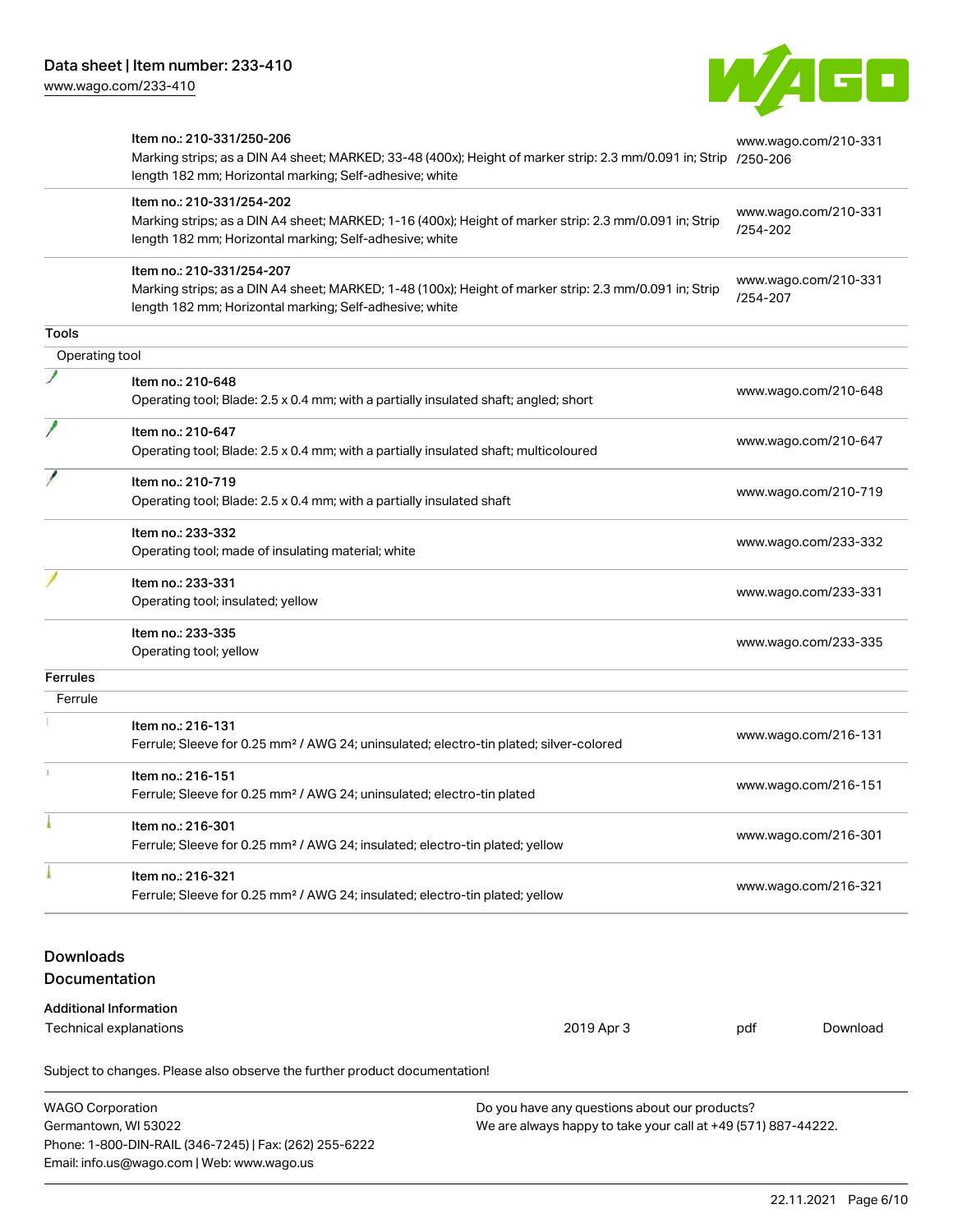| | | |
|---|---|---|
| | Item no.: 210-331/250-206<br>Marking strips; as a DIN A4 sheet; MARKED; 33-48 (400x); Height of marker strip: 2.3 mm/0.091 in; Strip length 182 mm; Horizontal marking; Self-adhesive; white | www.wago.com/210-331/250-206 |
| | Item no.: 210-331/254-202<br>Marking strips; as a DIN A4 sheet; MARKED; 1-16 (400x); Height of marker strip: 2.3 mm/0.091 in; Strip length 182 mm; Horizontal marking; Self-adhesive; white | www.wago.com/210-331/254-202 |
| | Item no.: 210-331/254-207<br>Marking strips; as a DIN A4 sheet; MARKED; 1-48 (100x); Height of marker strip: 2.3 mm/0.091 in; Strip length 182 mm; Horizontal marking; Self-adhesive; white | www.wago.com/210-331/254-207 |
| **Tools** | | |
| Operating tool | | |
| | Item no.: 210-648<br>Operating tool; Blade: 2.5 x 0.4 mm; with a partially insulated shaft; angled; short | www.wago.com/210-648 |
| | Item no.: 210-647<br>Operating tool; Blade: 2.5 x 0.4 mm; with a partially insulated shaft; multicoloured | www.wago.com/210-647 |
| | Item no.: 210-719<br>Operating tool; Blade: 2.5 x 0.4 mm; with a partially insulated shaft | www.wago.com/210-719 |
| | Item no.: 233-332<br>Operating tool; made of insulating material; white | www.wago.com/233-332 |
| | Item no.: 233-331<br>Operating tool; insulated; yellow | www.wago.com/233-331 |
| | Item no.: 233-335<br>Operating tool; yellow | www.wago.com/233-335 |
| **Ferrules** | | |
| Ferrule | | |
| | Item no.: 216-131<br>Ferrule; Sleeve for 0.25 mm² / AWG 24; uninsulated; electro-tin plated; silver-colored | www.wago.com/216-131 |
| | Item no.: 216-151<br>Ferrule; Sleeve for 0.25 mm² / AWG 24; uninsulated; electro-tin plated | www.wago.com/216-151 |
| | Item no.: 216-301<br>Ferrule; Sleeve for 0.25 mm² / AWG 24; insulated; electro-tin plated; yellow | www.wago.com/216-301 |
| | Item no.: 216-321<br>Ferrule; Sleeve for 0.25 mm² / AWG 24; insulated; electro-tin plated; yellow | www.wago.com/216-321 |

## Downloads

### Documentation

**Additional Information**

| | | | |
|---|---|---|---|
| Technical explanations | 2019 Apr 3 | pdf | Download |

Subject to changes. Please also observe the further product documentation!

WAGO Corporation
Germantown, WI 53022
Phone: 1-800-DIN-RAIL (346-7245) | Fax: (262) 255-6222
Email: info.us@wago.com | Web: www.wago.us

Do you have any questions about our products?
We are always happy to take your call at +49 (571) 887-44222.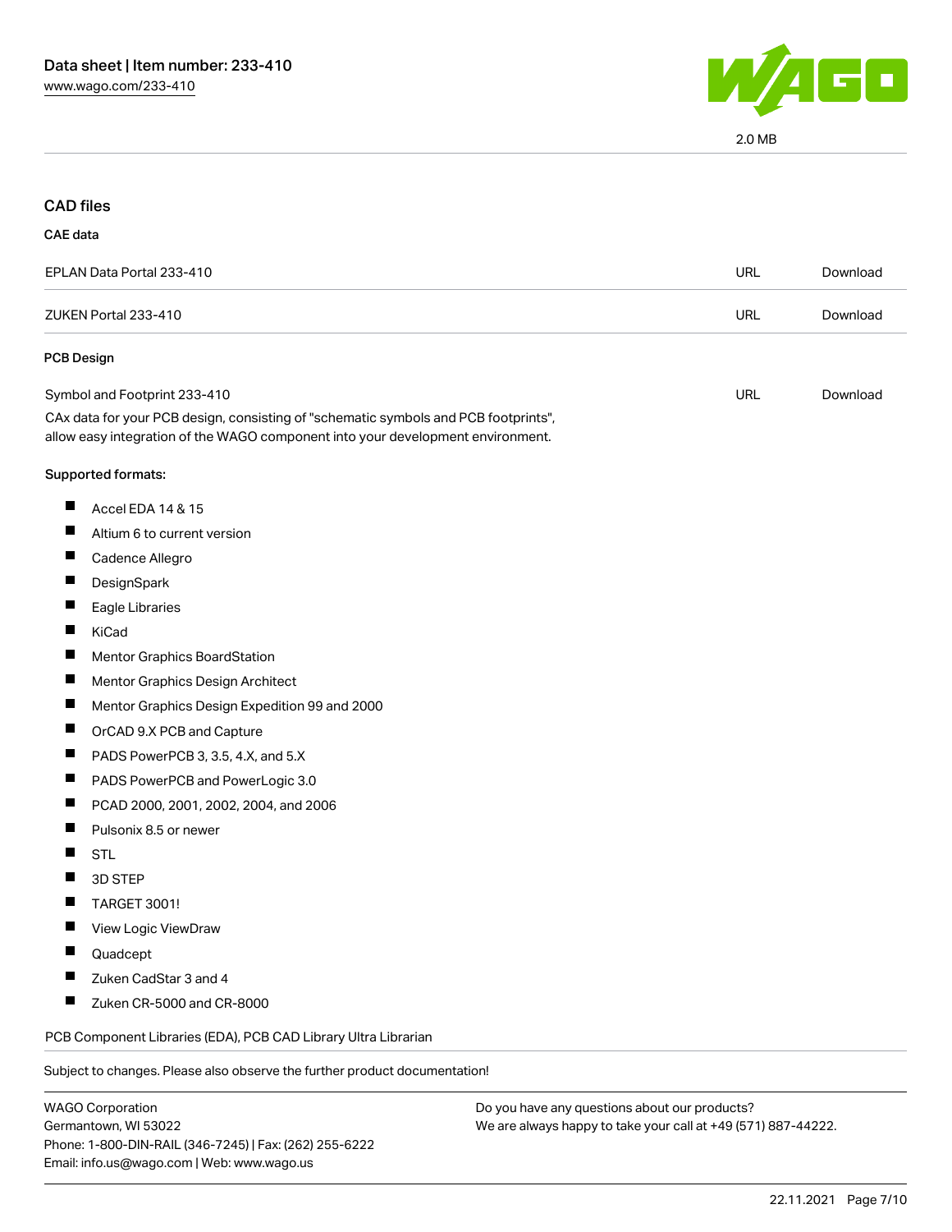2.0 MB

## CAD files

### CAE data

| | | |
|---|---|---|
| EPLAN Data Portal 233-410 | URL | Download |
| ZUKEN Portal 233-410 | URL | Download |

### PCB Design

| | | |
|---|---|---|
| Symbol and Footprint 233-410 | URL | Download |

CAx data for your PCB design, consisting of "schematic symbols and PCB footprints", allow easy integration of the WAGO component into your development environment.

Supported formats:

- Accel EDA 14 & 15
- Altium 6 to current version
- Cadence Allegro
- DesignSpark
- Eagle Libraries
- KiCad
- Mentor Graphics BoardStation
- Mentor Graphics Design Architect
- Mentor Graphics Design Expedition 99 and 2000
- OrCAD 9.X PCB and Capture
- PADS PowerPCB 3, 3.5, 4.X, and 5.X
- PADS PowerPCB and PowerLogic 3.0
- PCAD 2000, 2001, 2002, 2004, and 2006
- Pulsonix 8.5 or newer
- STL
- 3D STEP
- TARGET 3001!
- View Logic ViewDraw
- Quadcept
- Zuken CadStar 3 and 4
- Zuken CR-5000 and CR-8000

PCB Component Libraries (EDA), PCB CAD Library Ultra Librarian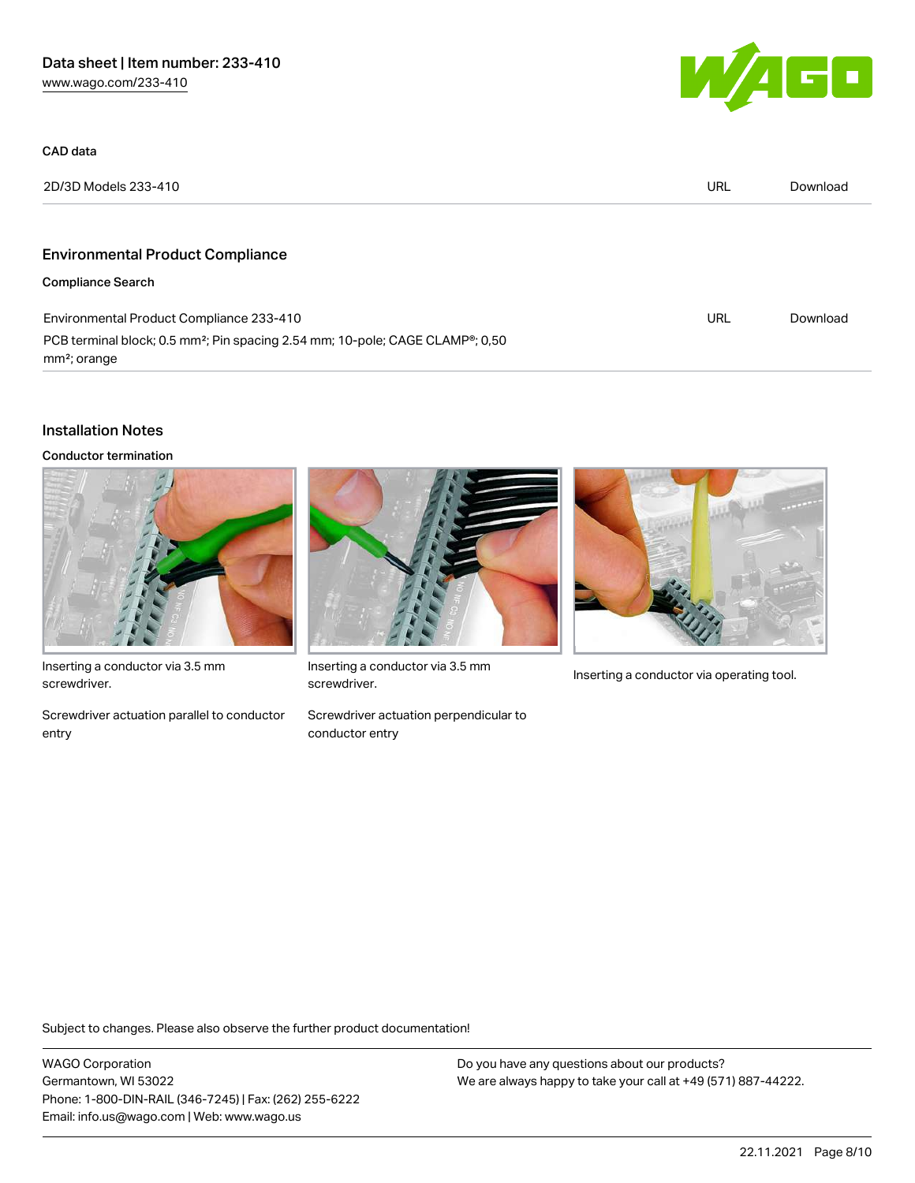### CAD data

| 2D/3D Models 233-410 | URL | Download |
|---|---|---|

## Environmental Product Compliance

### Compliance Search

| Environmental Product Compliance 233-410 | URL | Download |
|---|---|---|
| PCB terminal block; 0.5 mm²; Pin spacing 2.54 mm; 10-pole; CAGE CLAMP®; 0,50 mm²; orange | | |

## Installation Notes

### Conductor termination

Inserting a conductor via 3.5 mm screwdriver.

Screwdriver actuation parallel to conductor entry

Inserting a conductor via 3.5 mm screwdriver.

Screwdriver actuation perpendicular to conductor entry

Inserting a conductor via operating tool.

Subject to changes. Please also observe the further product documentation!

WAGO Corporation
Germantown, WI 53022
Phone: 1-800-DIN-RAIL (346-7245) | Fax: (262) 255-6222
Email: info.us@wago.com | Web: www.wago.us

Do you have any questions about our products?
We are always happy to take your call at +49 (571) 887-44222.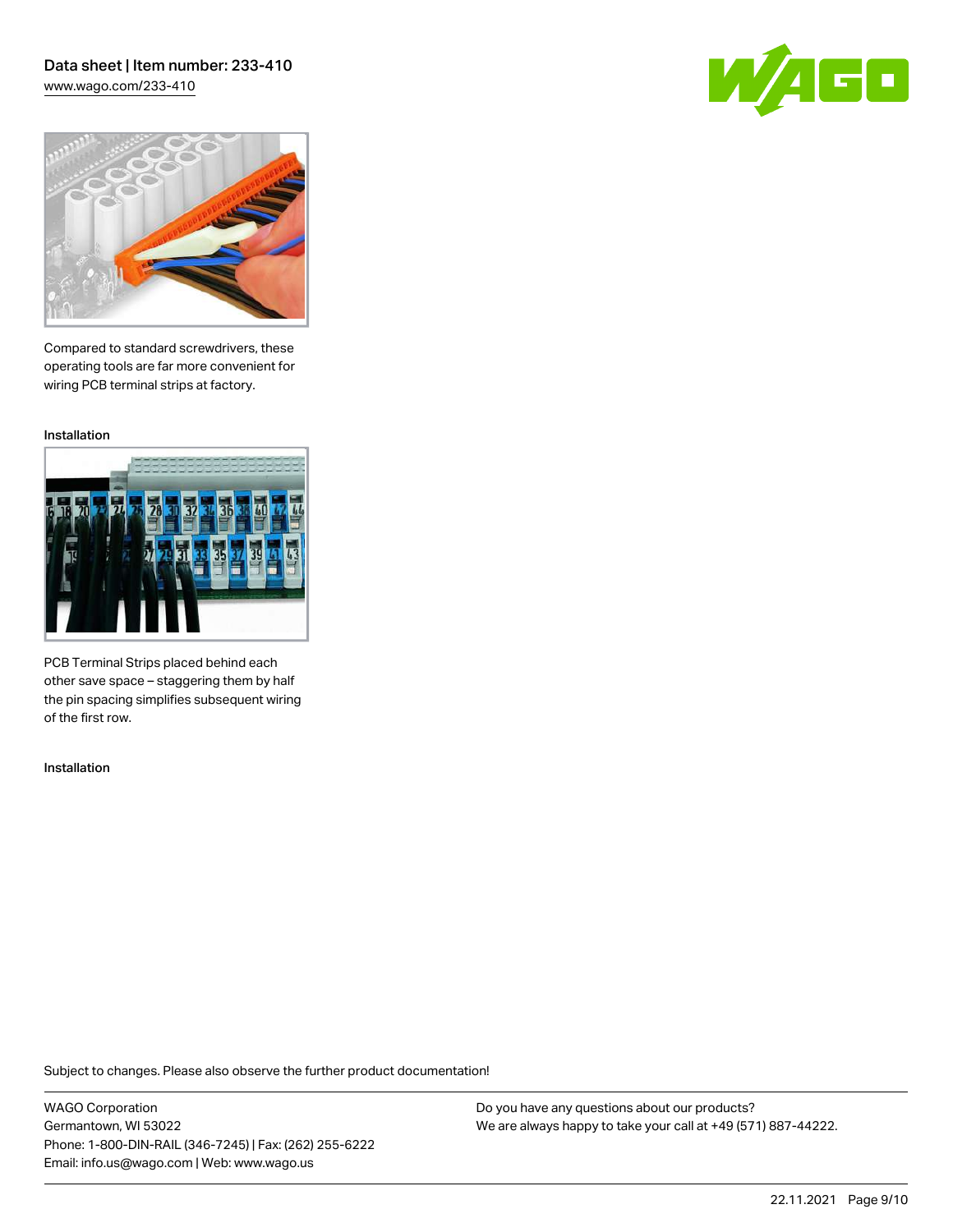Compared to standard screwdrivers, these operating tools are far more convenient for wiring PCB terminal strips at factory.

Installation

PCB Terminal Strips placed behind each other save space – staggering them by half the pin spacing simplifies subsequent wiring of the first row.

Installation

Subject to changes. Please also observe the further product documentation!

WAGO Corporation
Germantown, WI 53022
Phone: 1-800-DIN-RAIL (346-7245) | Fax: (262) 255-6222
Email: info.us@wago.com | Web: www.wago.us

Do you have any questions about our products?
We are always happy to take your call at +49 (571) 887-44222.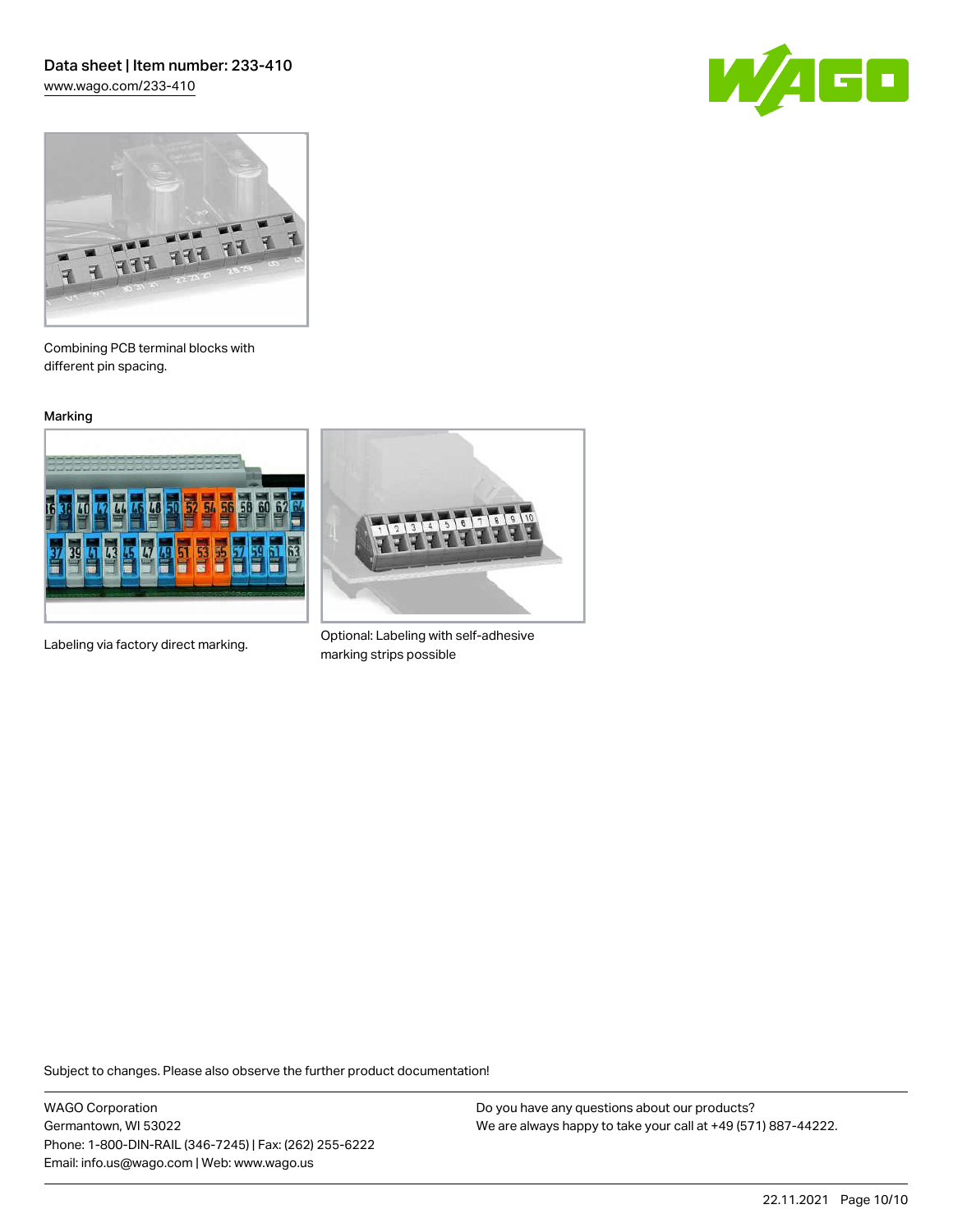Combining PCB terminal blocks with different pin spacing.

Marking

Labeling via factory direct marking.

Optional: Labeling with self-adhesive marking strips possible

Subject to changes. Please also observe the further product documentation!

WAGO Corporation
Germantown, WI 53022
Phone: 1-800-DIN-RAIL (346-7245) | Fax: (262) 255-6222
Email: info.us@wago.com | Web: www.wago.us

Do you have any questions about our products?
We are always happy to take your call at +49 (571) 887-44222.